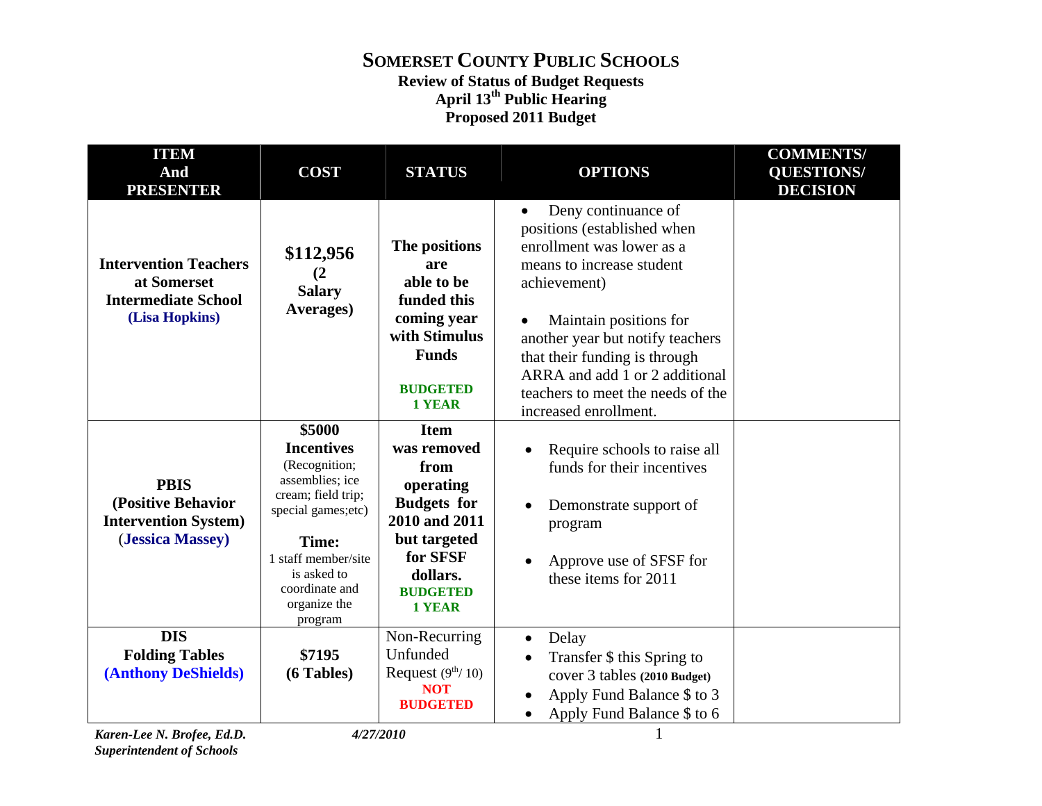# SOMERSET COUNTY PUBLIC SCHOOLS

**Review of Status of Budget Requests**
**April 13th Public Hearing**
**Proposed 2011 Budget**

| ITEM And PRESENTER | COST | STATUS | OPTIONS | COMMENTS/ QUESTIONS/ DECISION |
|---|---|---|---|---|
| **Intervention Teachers at Somerset Intermediate School (Lisa Hopkins)** | **$112,956 (2 Salary Averages)** | **The positions are able to be funded this coming year with Stimulus Funds** **BUDGETED 1 YEAR** | • Deny continuance of positions (established when enrollment was lower as a means to increase student achievement) • Maintain positions for another year but notify teachers that their funding is through ARRA and add 1 or 2 additional teachers to meet the needs of the increased enrollment. | |
| **PBIS (Positive Behavior Intervention System) (Jessica Massey)** | **$5000 Incentives** (Recognition; assemblies; ice cream; field trip; special games;etc) **Time:** 1 staff member/site is asked to coordinate and organize the program | **Item was removed from operating Budgets for 2010 and 2011 but targeted for SFSF dollars.** **BUDGETED 1 YEAR** | • Require schools to raise all funds for their incentives • Demonstrate support of program • Approve use of SFSF for these items for 2011 | |
| **DIS Folding Tables (Anthony DeShields)** | **$7195 (6 Tables)** | Non-Recurring Unfunded Request (9th/ 10) **NOT BUDGETED** | • Delay • Transfer $ this Spring to cover 3 tables **(2010 Budget)** • Apply Fund Balance $ to 3 • Apply Fund Balance $ to 6 | |

*Karen-Lee N. Brofee, Ed.D.*
*Superintendent of Schools*

*4/27/2010*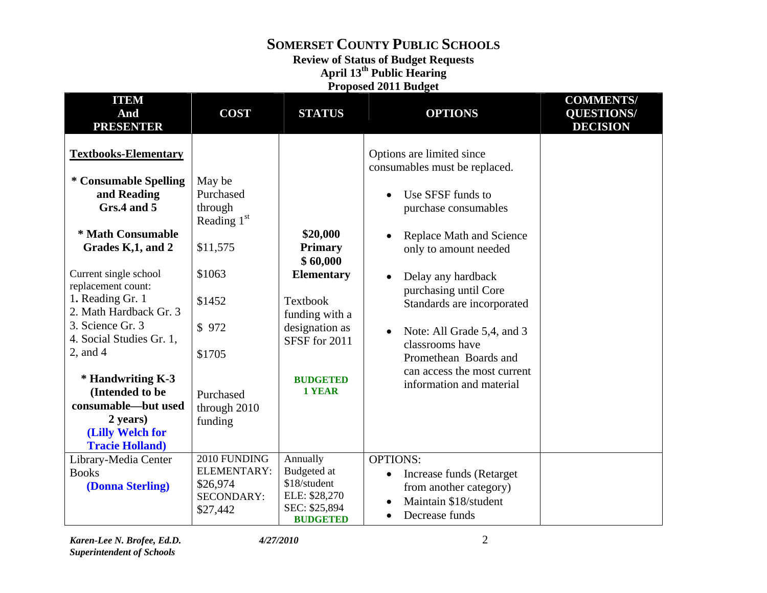# SOMERSET COUNTY PUBLIC SCHOOLS

**Review of Status of Budget Requests**
**April 13th Public Hearing**
**Proposed 2011 Budget**

| ITEM And PRESENTER | COST | STATUS | OPTIONS | COMMENTS/ QUESTIONS/ DECISION |
|---|---|---|---|---|
| **Textbooks-Elementary**<br><br>**\* Consumable Spelling and Reading Grs.4 and 5**<br><br>**\* Math Consumable Grades K,1, and 2**<br><br>Current single school replacement count:<br>1. Reading Gr. 1<br>2. Math Hardback Gr. 3<br>3. Science Gr. 3<br>4. Social Studies Gr. 1, 2, and 4<br><br>**\* Handwriting K-3 (Intended to be consumable—but used 2 years)**<br>**(Lilly Welch for Tracie Holland)** | May be Purchased through Reading 1st<br><br>$11,575<br><br>$1063<br><br>$1452<br><br>$ 972<br><br>$1705<br><br>Purchased through 2010 funding | **$20,000 Primary**<br>**$ 60,000 Elementary**<br><br>Textbook funding with a designation as SFSF for 2011<br><br>**BUDGETED 1 YEAR** | Options are limited since consumables must be replaced.<br><br>• Use SFSF funds to purchase consumables<br>• Replace Math and Science only to amount needed<br>• Delay any hardback purchasing until Core Standards are incorporated<br>• Note: All Grade 5,4, and 3 classrooms have Promethean Boards and can access the most current information and material | |
| Library-Media Center Books<br>**(Donna Sterling)** | 2010 FUNDING<br>ELEMENTARY: $26,974<br>SECONDARY: $27,442 | Annually Budgeted at $18/student<br>ELE: $28,270<br>SEC: $25,894<br>**BUDGETED** | OPTIONS:<br>• Increase funds (Retarget from another category)<br>• Maintain $18/student<br>• Decrease funds | |

*Karen-Lee N. Brofee, Ed.D.*
*Superintendent of Schools*

*4/27/2010*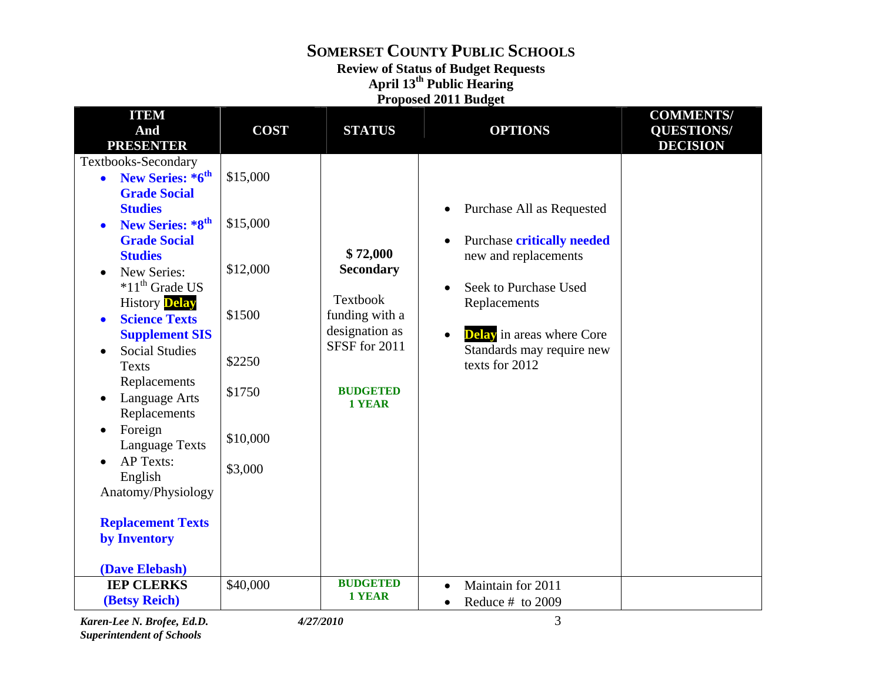# SOMERSET COUNTY PUBLIC SCHOOLS

**Review of Status of Budget Requests**
**April 13th Public Hearing**
**Proposed 2011 Budget**

| ITEM And PRESENTER | COST | STATUS | OPTIONS | COMMENTS/ QUESTIONS/ DECISION |
|---|---|---|---|---|
| Textbooks-Secondary<br>• **New Series: *6th Grade Social Studies**<br>• **New Series: *8th Grade Social Studies**<br>• New Series: *11th Grade US History **Delay**<br>• **Science Texts Supplement SIS**<br>• Social Studies Texts Replacements<br>• Language Arts Replacements<br>• Foreign Language Texts<br>• AP Texts: English Anatomy/Physiology<br><br>**Replacement Texts by Inventory**<br><br>**(Dave Elebash)** | $15,000<br><br>$15,000<br><br>$12,000<br><br>$1500<br><br>$2250<br><br>$1750<br><br>$10,000<br><br>$3,000 | **$ 72,000 Secondary**<br><br>Textbook funding with a designation as SFSF for 2011<br><br>**BUDGETED 1 YEAR** | • Purchase All as Requested<br>• Purchase **critically needed** new and replacements<br>• Seek to Purchase Used Replacements<br>• **Delay** in areas where Core Standards may require new texts for 2012 | |
| **IEP CLERKS**<br>**(Betsy Reich)** | $40,000 | **BUDGETED 1 YEAR** | • Maintain for 2011<br>• Reduce # to 2009 | |

*Karen-Lee N. Brofee, Ed.D.*
*Superintendent of Schools*

*4/27/2010*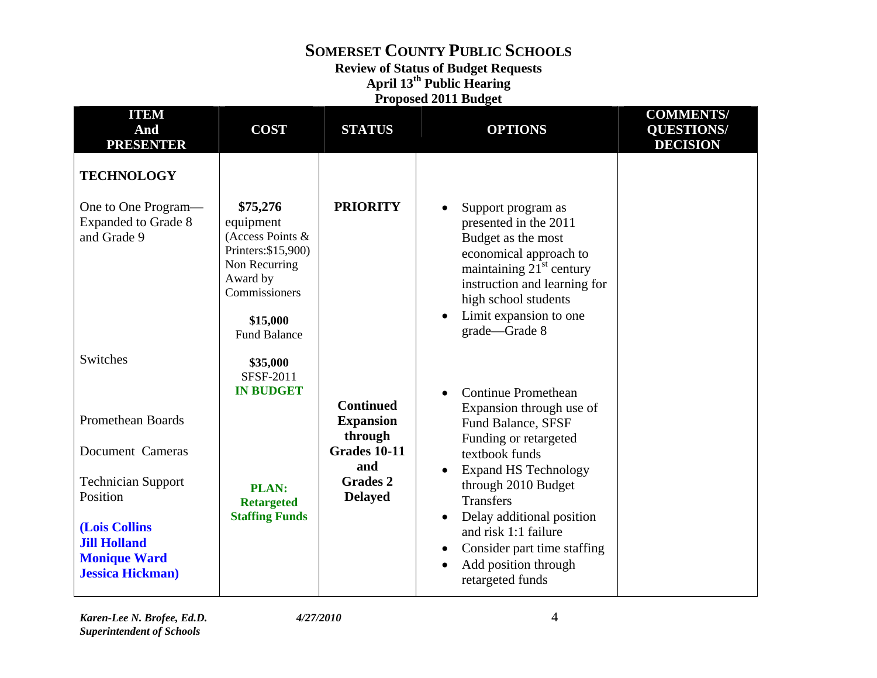# SOMERSET COUNTY PUBLIC SCHOOLS

**Review of Status of Budget Requests**
**April 13th Public Hearing**
**Proposed 2011 Budget**

| ITEM And PRESENTER | COST | STATUS | OPTIONS | COMMENTS/ QUESTIONS/ DECISION |
|---|---|---|---|---|
| **TECHNOLOGY** | | | | |
| One to One Program—Expanded to Grade 8 and Grade 9 | **$75,276** equipment (Access Points & Printers:$15,900) Non Recurring Award by Commissioners<br><br>**$15,000** Fund Balance | **PRIORITY** | • Support program as presented in the 2011 Budget as the most economical approach to maintaining 21st century instruction and learning for high school students<br>• Limit expansion to one grade—Grade 8 | |
| Switches | **$35,000** SFSF-2011 **IN BUDGET** | | | |
| Promethean Boards<br><br>Document Cameras<br><br>Technician Support Position<br><br>**(Lois Collins Jill Holland Monique Ward Jessica Hickman)** | **PLAN: Retargeted Staffing Funds** | **Continued Expansion through Grades 10-11 and Grades 2 Delayed** | • Continue Promethean Expansion through use of Fund Balance, SFSF Funding or retargeted textbook funds<br>• Expand HS Technology through 2010 Budget Transfers<br>• Delay additional position and risk 1:1 failure<br>• Consider part time staffing<br>• Add position through retargeted funds | |

*Karen-Lee N. Brofee, Ed.D.*
*Superintendent of Schools*
*4/27/2010*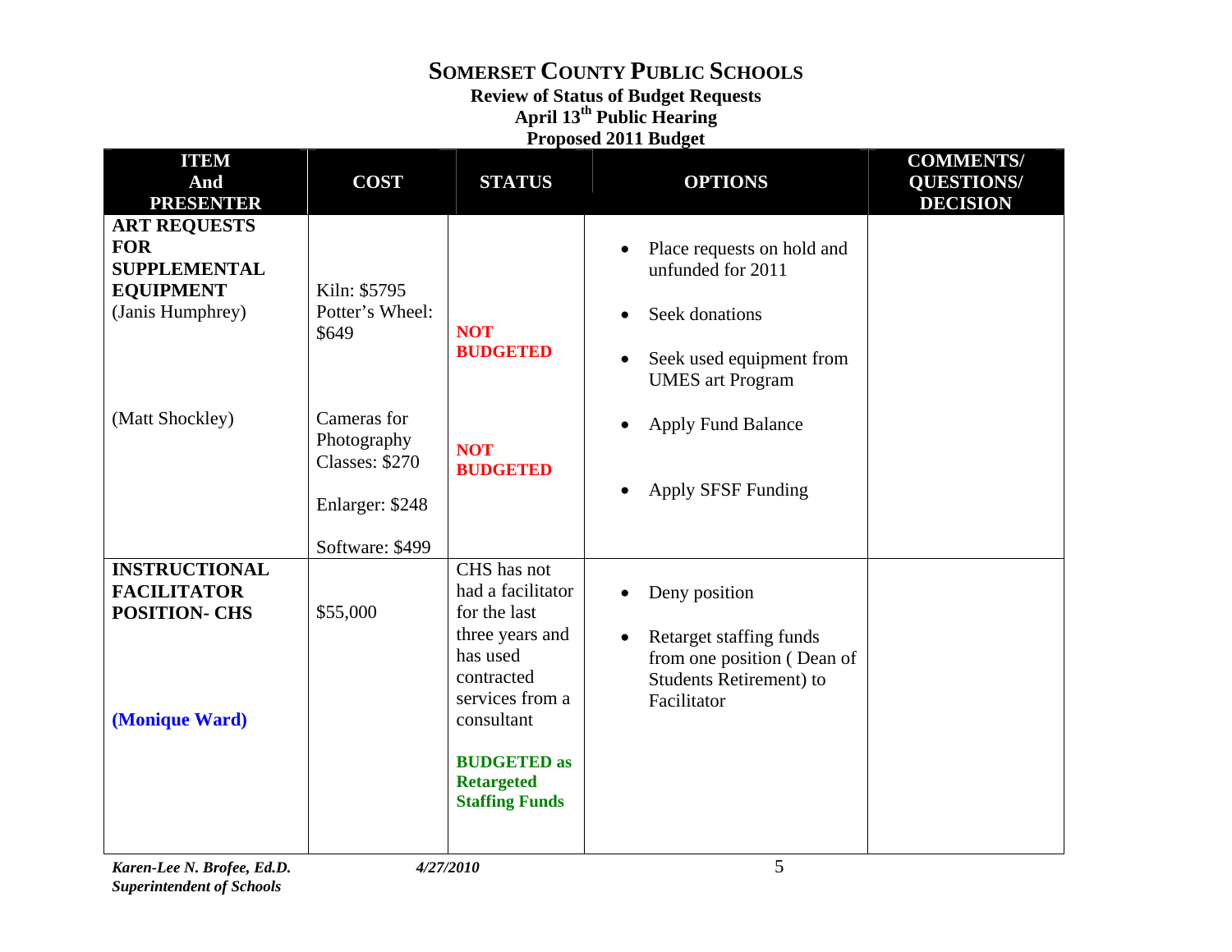# SOMERSET COUNTY PUBLIC SCHOOLS

**Review of Status of Budget Requests**
**April 13th Public Hearing**
**Proposed 2011 Budget**

| ITEM And PRESENTER | COST | STATUS | OPTIONS | COMMENTS/ QUESTIONS/ DECISION |
|---|---|---|---|---|
| **ART REQUESTS FOR SUPPLEMENTAL EQUIPMENT** (Janis Humphrey) | Kiln: $5795<br>Potter's Wheel: $649 | **NOT BUDGETED** | • Place requests on hold and unfunded for 2011<br>• Seek donations<br>• Seek used equipment from UMES art Program<br>• Apply Fund Balance<br>• Apply SFSF Funding | |
| (Matt Shockley) | Cameras for Photography Classes: $270<br>Enlarger: $248<br>Software: $499 | **NOT BUDGETED** | | |
| **INSTRUCTIONAL FACILITATOR POSITION- CHS** **(Monique Ward)** | $55,000 | CHS has not had a facilitator for the last three years and has used contracted services from a consultant<br>**BUDGETED as Retargeted Staffing Funds** | • Deny position<br>• Retarget staffing funds from one position ( Dean of Students Retirement) to Facilitator | |

*Karen-Lee N. Brofee, Ed.D.*
*Superintendent of Schools*

*4/27/2010*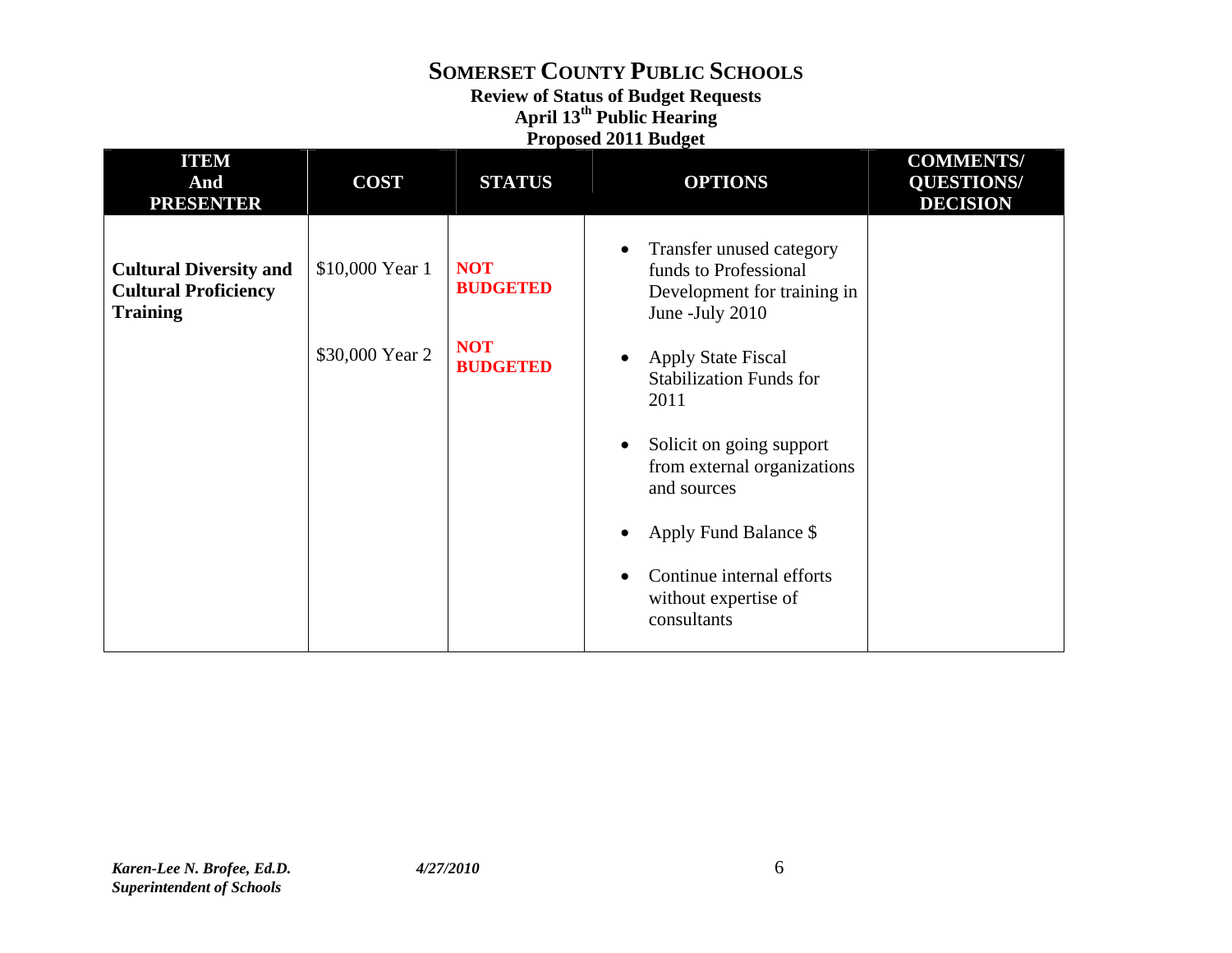# SOMERSET COUNTY PUBLIC SCHOOLS

**Review of Status of Budget Requests**
**April 13th Public Hearing**
**Proposed 2011 Budget**

| ITEM And PRESENTER | COST | STATUS | OPTIONS | COMMENTS/ QUESTIONS/ DECISION |
|---|---|---|---|---|
| **Cultural Diversity and Cultural Proficiency Training** | $10,000 Year 1<br><br>$30,000 Year 2 | **NOT BUDGETED**<br><br>**NOT BUDGETED** | • Transfer unused category funds to Professional Development for training in June -July 2010<br>• Apply State Fiscal Stabilization Funds for 2011<br>• Solicit on going support from external organizations and sources<br>• Apply Fund Balance $<br>• Continue internal efforts without expertise of consultants | |

*Karen-Lee N. Brofee, Ed.D.*
*Superintendent of Schools*

*4/27/2010*